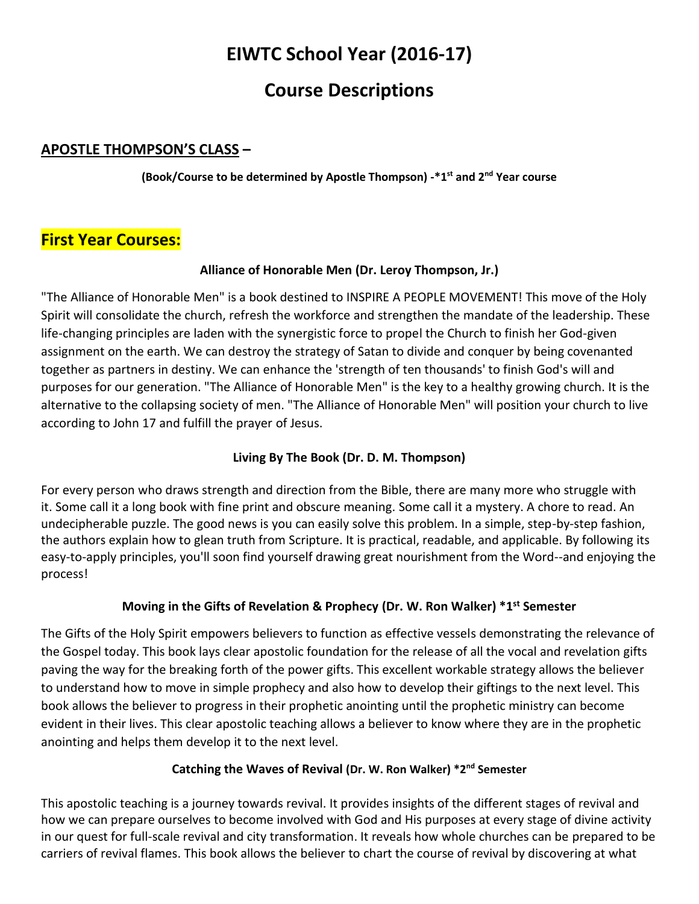# EIWTC School Year (2016-17)

# Course Descriptions

## APOSTLE THOMPSON'S CLASS –

**(Book/Course to be determined by Apostle Thompson) -*1st and 2nd Year course**

## First Year Courses:

### Alliance of Honorable Men (Dr. Leroy Thompson, Jr.)

"The Alliance of Honorable Men" is a book destined to INSPIRE A PEOPLE MOVEMENT! This move of the Holy Spirit will consolidate the church, refresh the workforce and strengthen the mandate of the leadership. These life-changing principles are laden with the synergistic force to propel the Church to finish her God-given assignment on the earth. We can destroy the strategy of Satan to divide and conquer by being covenanted together as partners in destiny. We can enhance the 'strength of ten thousands' to finish God's will and purposes for our generation. "The Alliance of Honorable Men" is the key to a healthy growing church. It is the alternative to the collapsing society of men. "The Alliance of Honorable Men" will position your church to live according to John 17 and fulfill the prayer of Jesus.

### Living By The Book (Dr. D. M. Thompson)

For every person who draws strength and direction from the Bible, there are many more who struggle with it. Some call it a long book with fine print and obscure meaning. Some call it a mystery. A chore to read. An undecipherable puzzle. The good news is you can easily solve this problem. In a simple, step-by-step fashion, the authors explain how to glean truth from Scripture. It is practical, readable, and applicable. By following its easy-to-apply principles, you'll soon find yourself drawing great nourishment from the Word--and enjoying the process!

### Moving in the Gifts of Revelation & Prophecy (Dr. W. Ron Walker) *1st Semester

The Gifts of the Holy Spirit empowers believers to function as effective vessels demonstrating the relevance of the Gospel today. This book lays clear apostolic foundation for the release of all the vocal and revelation gifts paving the way for the breaking forth of the power gifts. This excellent workable strategy allows the believer to understand how to move in simple prophecy and also how to develop their giftings to the next level. This book allows the believer to progress in their prophetic anointing until the prophetic ministry can become evident in their lives. This clear apostolic teaching allows a believer to know where they are in the prophetic anointing and helps them develop it to the next level.

### Catching the Waves of Revival (Dr. W. Ron Walker) *2nd Semester

This apostolic teaching is a journey towards revival. It provides insights of the different stages of revival and how we can prepare ourselves to become involved with God and His purposes at every stage of divine activity in our quest for full-scale revival and city transformation. It reveals how whole churches can be prepared to be carriers of revival flames. This book allows the believer to chart the course of revival by discovering at what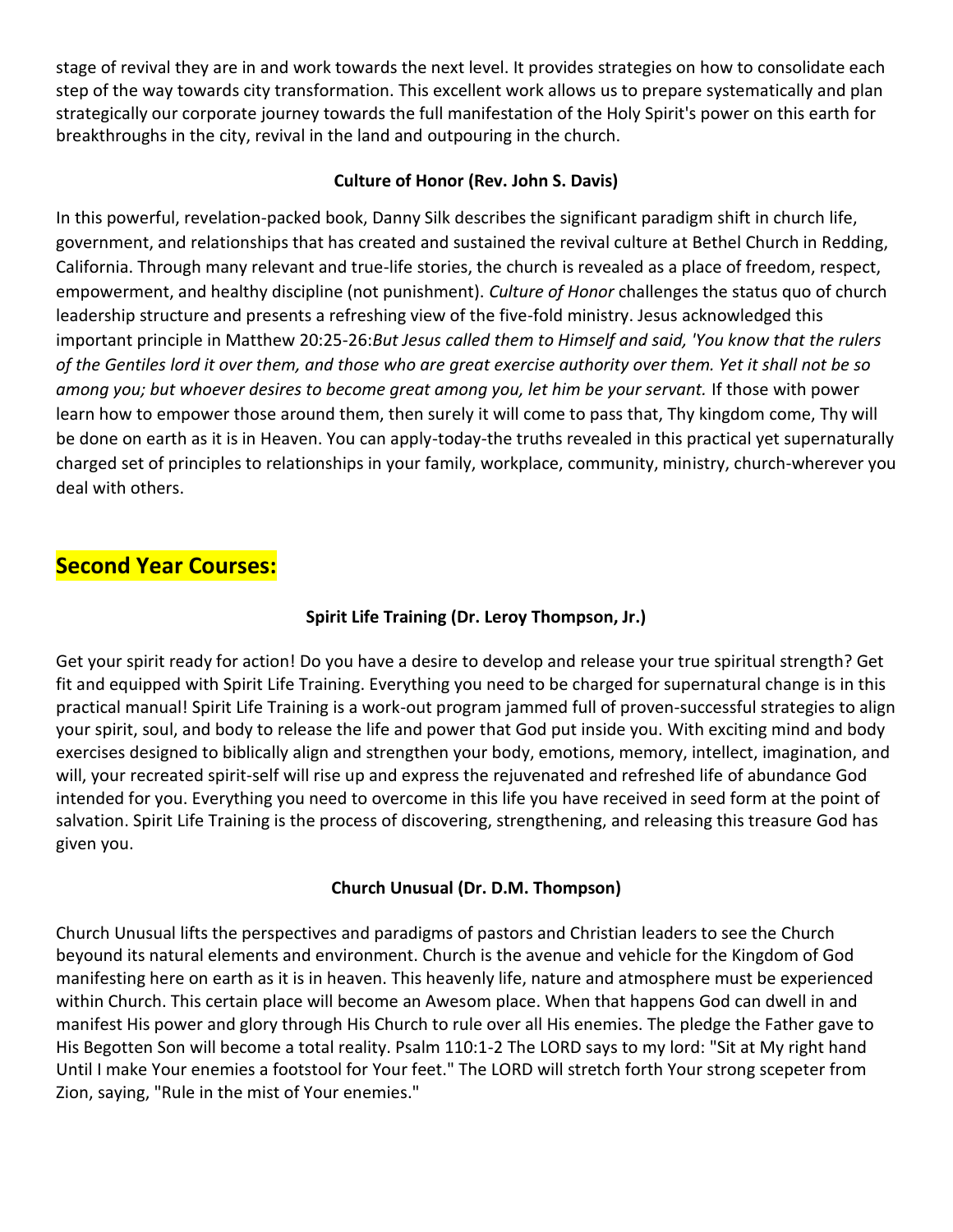stage of revival they are in and work towards the next level. It provides strategies on how to consolidate each step of the way towards city transformation. This excellent work allows us to prepare systematically and plan strategically our corporate journey towards the full manifestation of the Holy Spirit's power on this earth for breakthroughs in the city, revival in the land and outpouring in the church.

**Culture of Honor (Rev. John S. Davis)**

In this powerful, revelation-packed book, Danny Silk describes the significant paradigm shift in church life, government, and relationships that has created and sustained the revival culture at Bethel Church in Redding, California. Through many relevant and true-life stories, the church is revealed as a place of freedom, respect, empowerment, and healthy discipline (not punishment). *Culture of Honor* challenges the status quo of church leadership structure and presents a refreshing view of the five-fold ministry. Jesus acknowledged this important principle in Matthew 20:25-26:*But Jesus called them to Himself and said, 'You know that the rulers of the Gentiles lord it over them, and those who are great exercise authority over them. Yet it shall not be so among you; but whoever desires to become great among you, let him be your servant.* If those with power learn how to empower those around them, then surely it will come to pass that, Thy kingdom come, Thy will be done on earth as it is in Heaven. You can apply-today-the truths revealed in this practical yet supernaturally charged set of principles to relationships in your family, workplace, community, ministry, church-wherever you deal with others.

## Second Year Courses:

**Spirit Life Training (Dr. Leroy Thompson, Jr.)**

Get your spirit ready for action! Do you have a desire to develop and release your true spiritual strength? Get fit and equipped with Spirit Life Training. Everything you need to be charged for supernatural change is in this practical manual! Spirit Life Training is a work-out program jammed full of proven-successful strategies to align your spirit, soul, and body to release the life and power that God put inside you. With exciting mind and body exercises designed to biblically align and strengthen your body, emotions, memory, intellect, imagination, and will, your recreated spirit-self will rise up and express the rejuvenated and refreshed life of abundance God intended for you. Everything you need to overcome in this life you have received in seed form at the point of salvation. Spirit Life Training is the process of discovering, strengthening, and releasing this treasure God has given you.

**Church Unusual (Dr. D.M. Thompson)**

Church Unusual lifts the perspectives and paradigms of pastors and Christian leaders to see the Church beyound its natural elements and environment. Church is the avenue and vehicle for the Kingdom of God manifesting here on earth as it is in heaven. This heavenly life, nature and atmosphere must be experienced within Church. This certain place will become an Awesom place. When that happens God can dwell in and manifest His power and glory through His Church to rule over all His enemies. The pledge the Father gave to His Begotten Son will become a total reality. Psalm 110:1-2 The LORD says to my lord: "Sit at My right hand Until I make Your enemies a footstool for Your feet." The LORD will stretch forth Your strong scepeter from Zion, saying, "Rule in the mist of Your enemies."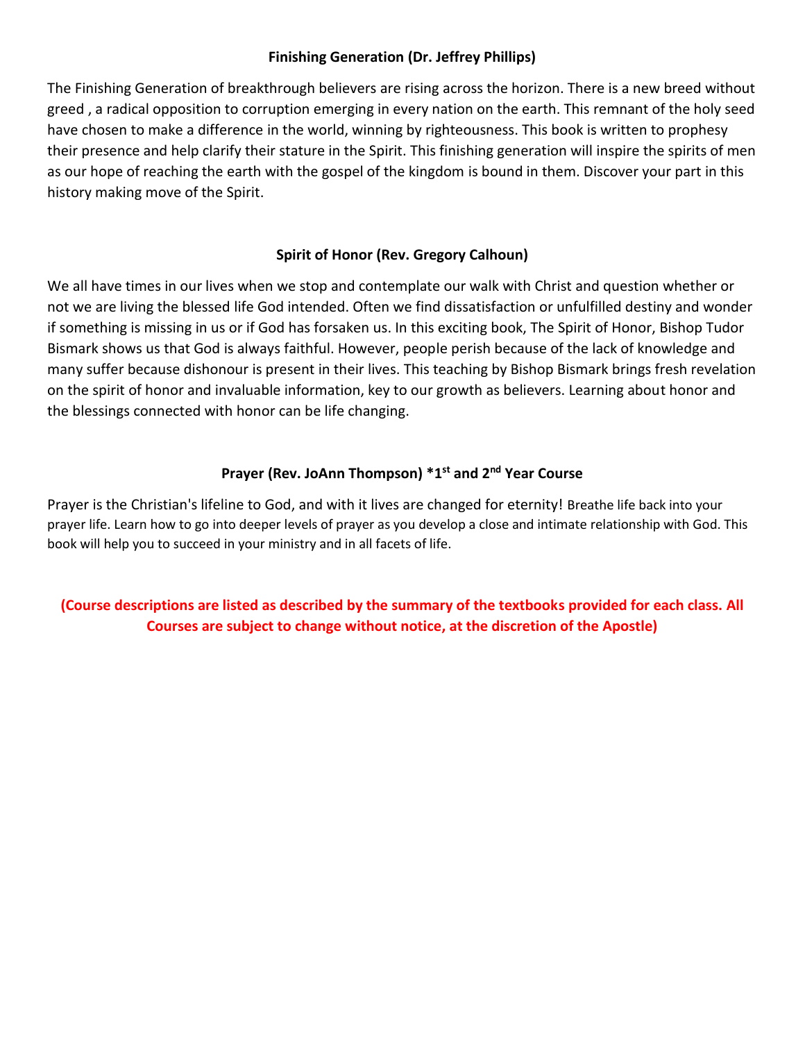**Finishing Generation (Dr. Jeffrey Phillips)**

The Finishing Generation of breakthrough believers are rising across the horizon. There is a new breed without greed , a radical opposition to corruption emerging in every nation on the earth. This remnant of the holy seed have chosen to make a difference in the world, winning by righteousness. This book is written to prophesy their presence and help clarify their stature in the Spirit. This finishing generation will inspire the spirits of men as our hope of reaching the earth with the gospel of the kingdom is bound in them. Discover your part in this history making move of the Spirit.

**Spirit of Honor (Rev. Gregory Calhoun)**

We all have times in our lives when we stop and contemplate our walk with Christ and question whether or not we are living the blessed life God intended. Often we find dissatisfaction or unfulfilled destiny and wonder if something is missing in us or if God has forsaken us. In this exciting book, The Spirit of Honor, Bishop Tudor Bismark shows us that God is always faithful. However, people perish because of the lack of knowledge and many suffer because dishonour is present in their lives. This teaching by Bishop Bismark brings fresh revelation on the spirit of honor and invaluable information, key to our growth as believers. Learning about honor and the blessings connected with honor can be life changing.

**Prayer (Rev. JoAnn Thompson) *1st and 2nd Year Course**

Prayer is the Christian's lifeline to God, and with it lives are changed for eternity! Breathe life back into your prayer life. Learn how to go into deeper levels of prayer as you develop a close and intimate relationship with God. This book will help you to succeed in your ministry and in all facets of life.

**(Course descriptions are listed as described by the summary of the textbooks provided for each class. All Courses are subject to change without notice, at the discretion of the Apostle)**